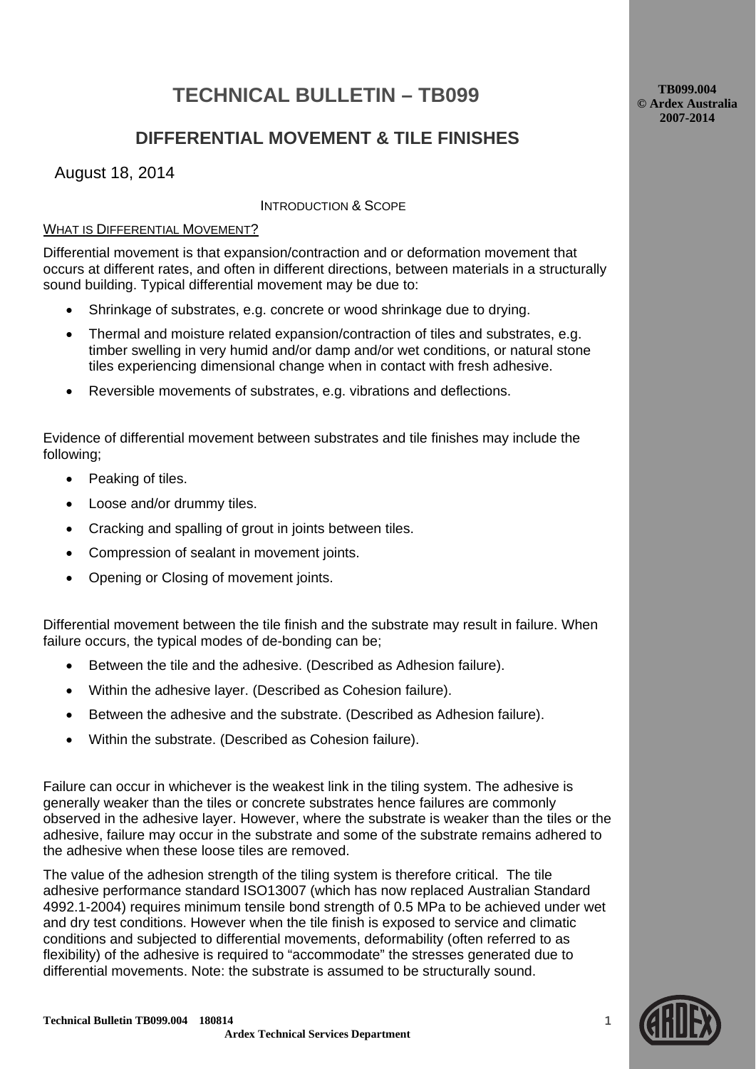# TECHNICAL BULLETIN – TB099

## DIFFERENTIAL MOVEMENT & TILE FINISHES

August 18, 2014

INTRODUCTION & SCOPE

WHAT IS DIFFERENTIAL MOVEMENT?

Differential movement is that expansion/contraction and or deformation movement that occurs at different rates, and often in different directions, between materials in a structurally sound building. Typical differential movement may be due to:

- Shrinkage of substrates, e.g. concrete or wood shrinkage due to drying.
- Thermal and moisture related expansion/contraction of tiles and substrates, e.g. timber swelling in very humid and/or damp and/or wet conditions, or natural stone tiles experiencing dimensional change when in contact with fresh adhesive.
- Reversible movements of substrates, e.g. vibrations and deflections.

Evidence of differential movement between substrates and tile finishes may include the following;

- Peaking of tiles.
- Loose and/or drummy tiles.
- Cracking and spalling of grout in joints between tiles.
- Compression of sealant in movement joints.
- Opening or Closing of movement joints.

Differential movement between the tile finish and the substrate may result in failure. When failure occurs, the typical modes of de-bonding can be;

- Between the tile and the adhesive. (Described as Adhesion failure).
- Within the adhesive layer. (Described as Cohesion failure).
- Between the adhesive and the substrate. (Described as Adhesion failure).
- Within the substrate. (Described as Cohesion failure).

Failure can occur in whichever is the weakest link in the tiling system. The adhesive is generally weaker than the tiles or concrete substrates hence failures are commonly observed in the adhesive layer. However, where the substrate is weaker than the tiles or the adhesive, failure may occur in the substrate and some of the substrate remains adhered to the adhesive when these loose tiles are removed.

The value of the adhesion strength of the tiling system is therefore critical. The tile adhesive performance standard ISO13007 (which has now replaced Australian Standard 4992.1-2004) requires minimum tensile bond strength of 0.5 MPa to be achieved under wet and dry test conditions. However when the tile finish is exposed to service and climatic conditions and subjected to differential movements, deformability (often referred to as flexibility) of the adhesive is required to "accommodate" the stresses generated due to differential movements. Note: the substrate is assumed to be structurally sound.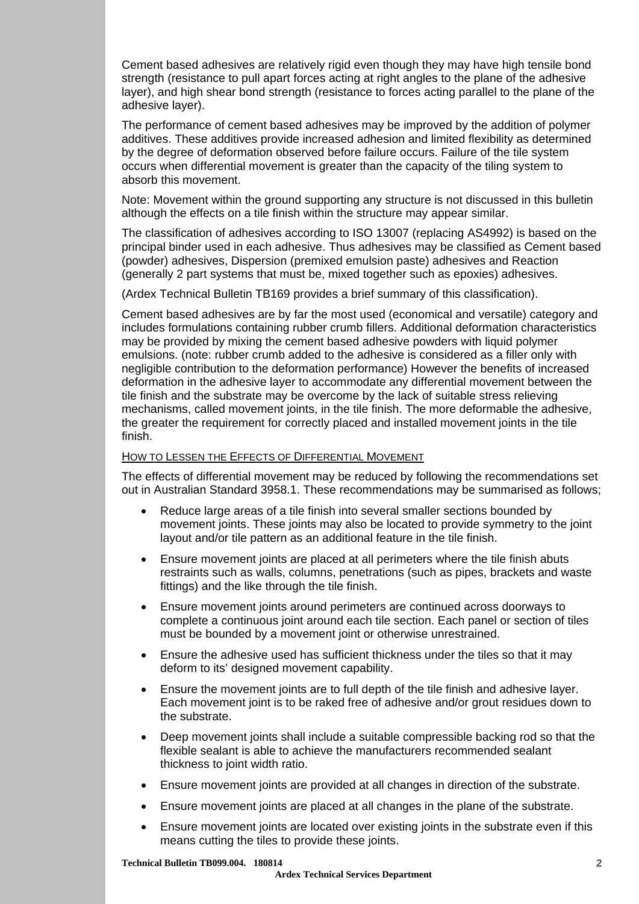Cement based adhesives are relatively rigid even though they may have high tensile bond strength (resistance to pull apart forces acting at right angles to the plane of the adhesive layer), and high shear bond strength (resistance to forces acting parallel to the plane of the adhesive layer).

The performance of cement based adhesives may be improved by the addition of polymer additives. These additives provide increased adhesion and limited flexibility as determined by the degree of deformation observed before failure occurs. Failure of the tile system occurs when differential movement is greater than the capacity of the tiling system to absorb this movement.

Note: Movement within the ground supporting any structure is not discussed in this bulletin although the effects on a tile finish within the structure may appear similar.

The classification of adhesives according to ISO 13007 (replacing AS4992) is based on the principal binder used in each adhesive. Thus adhesives may be classified as Cement based (powder) adhesives, Dispersion (premixed emulsion paste) adhesives and Reaction (generally 2 part systems that must be, mixed together such as epoxies) adhesives.

(Ardex Technical Bulletin TB169 provides a brief summary of this classification).

Cement based adhesives are by far the most used (economical and versatile) category and includes formulations containing rubber crumb fillers. Additional deformation characteristics may be provided by mixing the cement based adhesive powders with liquid polymer emulsions. (note: rubber crumb added to the adhesive is considered as a filler only with negligible contribution to the deformation performance) However the benefits of increased deformation in the adhesive layer to accommodate any differential movement between the tile finish and the substrate may be overcome by the lack of suitable stress relieving mechanisms, called movement joints, in the tile finish. The more deformable the adhesive, the greater the requirement for correctly placed and installed movement joints in the tile finish.

## How to Lessen the Effects of Differential Movement

The effects of differential movement may be reduced by following the recommendations set out in Australian Standard 3958.1. These recommendations may be summarised as follows;

- Reduce large areas of a tile finish into several smaller sections bounded by movement joints. These joints may also be located to provide symmetry to the joint layout and/or tile pattern as an additional feature in the tile finish.
- Ensure movement joints are placed at all perimeters where the tile finish abuts restraints such as walls, columns, penetrations (such as pipes, brackets and waste fittings) and the like through the tile finish.
- Ensure movement joints around perimeters are continued across doorways to complete a continuous joint around each tile section. Each panel or section of tiles must be bounded by a movement joint or otherwise unrestrained.
- Ensure the adhesive used has sufficient thickness under the tiles so that it may deform to its' designed movement capability.
- Ensure the movement joints are to full depth of the tile finish and adhesive layer. Each movement joint is to be raked free of adhesive and/or grout residues down to the substrate.
- Deep movement joints shall include a suitable compressible backing rod so that the flexible sealant is able to achieve the manufacturers recommended sealant thickness to joint width ratio.
- Ensure movement joints are provided at all changes in direction of the substrate.
- Ensure movement joints are placed at all changes in the plane of the substrate.
- Ensure movement joints are located over existing joints in the substrate even if this means cutting the tiles to provide these joints.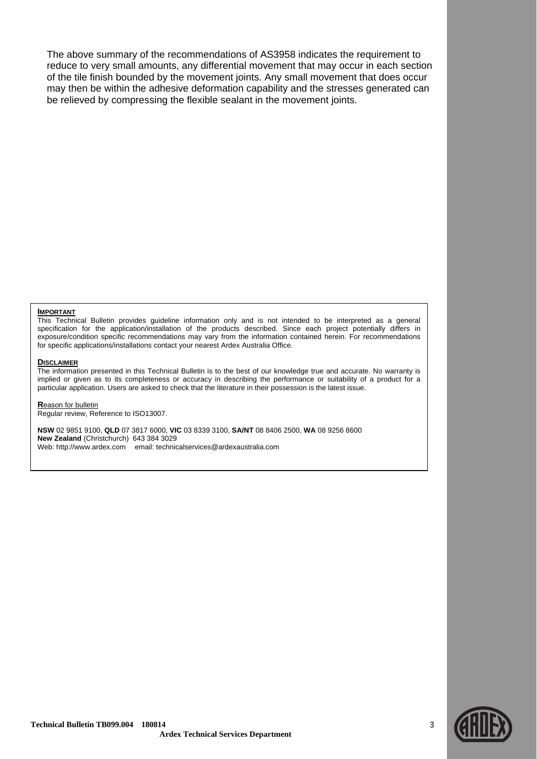The above summary of the recommendations of AS3958 indicates the requirement to reduce to very small amounts, any differential movement that may occur in each section of the tile finish bounded by the movement joints. Any small movement that does occur may then be within the adhesive deformation capability and the stresses generated can be relieved by compressing the flexible sealant in the movement joints.

**IMPORTANT**

This Technical Bulletin provides guideline information only and is not intended to be interpreted as a general specification for the application/installation of the products described. Since each project potentially differs in exposure/condition specific recommendations may vary from the information contained herein. For recommendations for specific applications/installations contact your nearest Ardex Australia Office.

**DISCLAIMER**

The information presented in this Technical Bulletin is to the best of our knowledge true and accurate. No warranty is implied or given as to its completeness or accuracy in describing the performance or suitability of a product for a particular application. Users are asked to check that the literature in their possession is the latest issue.

**R**eason for bulletin

Regular review, Reference to ISO13007.

**NSW** 02 9851 9100, **QLD** 07 3817 6000, **VIC** 03 8339 3100, **SA/NT** 08 8406 2500, **WA** 08 9256 8600
**New Zealand** (Christchurch) 643 384 3029
Web: http://www.ardex.com email: technicalservices@ardexaustralia.com

**Technical Bulletin TB099.004 180814**

**Ardex Technical Services Department**